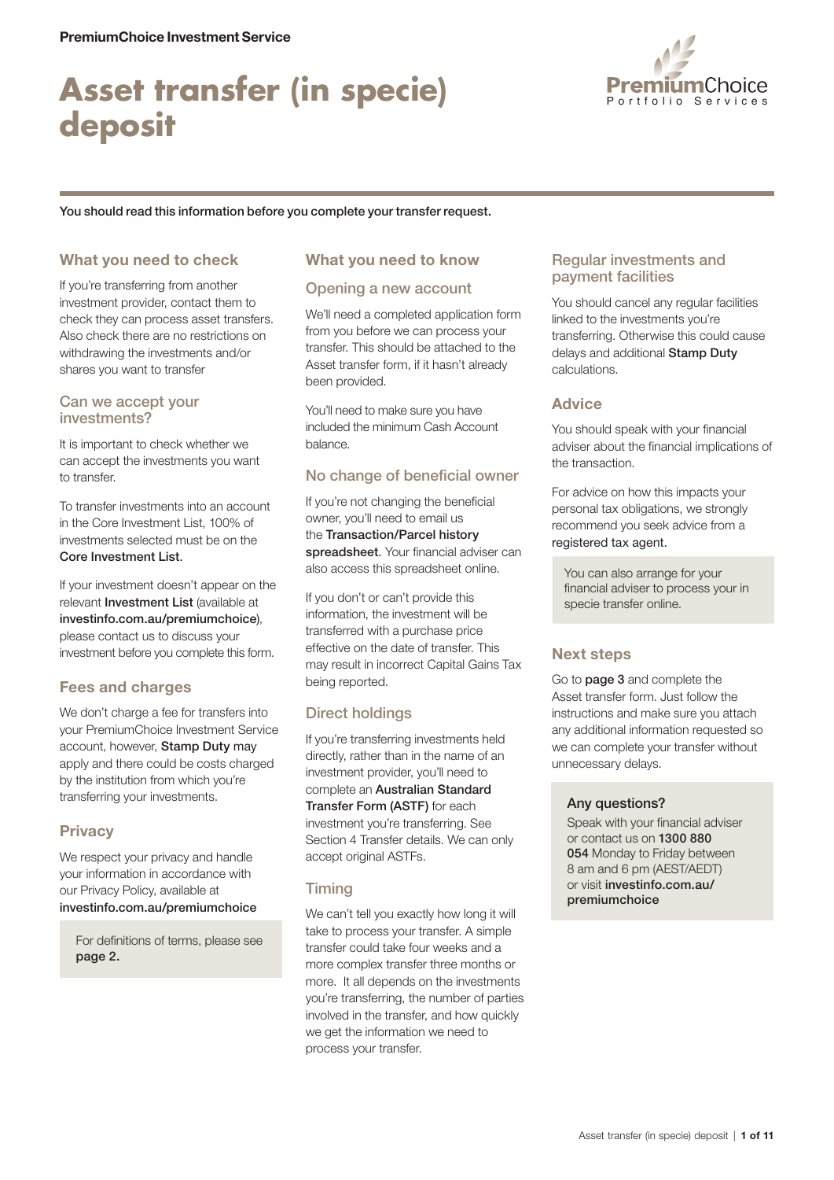PremiumChoice Investment Service

# Asset transfer (in specie) deposit

PremiumChoice Portfolio Services

You should read this information before you complete your transfer request.

## What you need to check

If you're transferring from another investment provider, contact them to check they can process asset transfers. Also check there are no restrictions on withdrawing the investments and/or shares you want to transfer

### Can we accept your investments?

It is important to check whether we can accept the investments you want to transfer.

To transfer investments into an account in the Core Investment List, 100% of investments selected must be on the **Core Investment List**.

If your investment doesn't appear on the relevant **Investment List** (available at **investinfo.com.au/premiumchoice**), please contact us to discuss your investment before you complete this form.

### Fees and charges

We don't charge a fee for transfers into your PremiumChoice Investment Service account, however, **Stamp Duty** may apply and there could be costs charged by the institution from which you're transferring your investments.

### Privacy

We respect your privacy and handle your information in accordance with our Privacy Policy, available at **investinfo.com.au/premiumchoice**

For definitions of terms, please see **page 2.**

## What you need to know

### Opening a new account

We'll need a completed application form from you before we can process your transfer. This should be attached to the Asset transfer form, if it hasn't already been provided.

You'll need to make sure you have included the minimum Cash Account balance.

### No change of beneficial owner

If you're not changing the beneficial owner, you'll need to email us the **Transaction/Parcel history spreadsheet**. Your financial adviser can also access this spreadsheet online.

If you don't or can't provide this information, the investment will be transferred with a purchase price effective on the date of transfer. This may result in incorrect Capital Gains Tax being reported.

### Direct holdings

If you're transferring investments held directly, rather than in the name of an investment provider, you'll need to complete an **Australian Standard Transfer Form (ASTF)** for each investment you're transferring. See Section 4 Transfer details. We can only accept original ASTFs.

### Timing

We can't tell you exactly how long it will take to process your transfer. A simple transfer could take four weeks and a more complex transfer three months or more. It all depends on the investments you're transferring, the number of parties involved in the transfer, and how quickly we get the information we need to process your transfer.

## Regular investments and payment facilities

You should cancel any regular facilities linked to the investments you're transferring. Otherwise this could cause delays and additional **Stamp Duty** calculations.

### Advice

You should speak with your financial adviser about the financial implications of the transaction.

For advice on how this impacts your personal tax obligations, we strongly recommend you seek advice from a **registered tax agent**.

You can also arrange for your financial adviser to process your in specie transfer online.

### Next steps

Go to **page 3** and complete the Asset transfer form. Just follow the instructions and make sure you attach any additional information requested so we can complete your transfer without unnecessary delays.

### Any questions?

Speak with your financial adviser or contact us on **1300 880 054** Monday to Friday between 8 am and 6 pm (AEST/AEDT) or visit **investinfo.com.au/premiumchoice**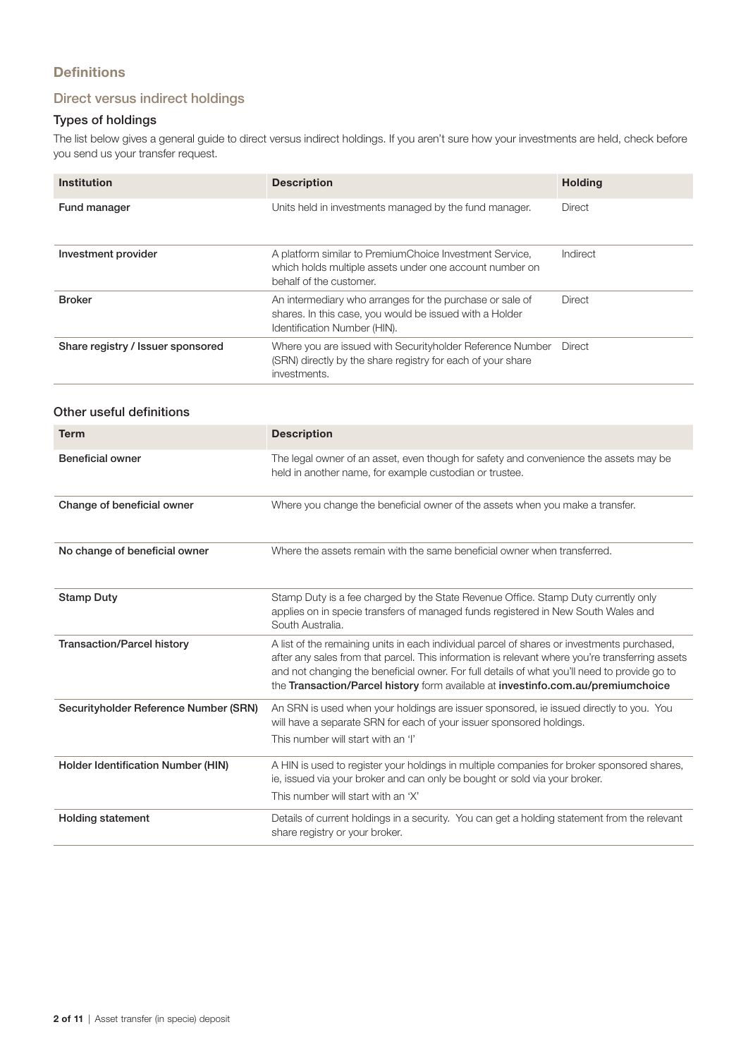## Definitions

### Direct versus indirect holdings

#### Types of holdings

The list below gives a general guide to direct versus indirect holdings. If you aren't sure how your investments are held, check before you send us your transfer request.

| Institution | Description | Holding |
|---|---|---|
| Fund manager | Units held in investments managed by the fund manager. | Direct |
| Investment provider | A platform similar to PremiumChoice Investment Service, which holds multiple assets under one account number on behalf of the customer. | Indirect |
| Broker | An intermediary who arranges for the purchase or sale of shares. In this case, you would be issued with a Holder Identification Number (HIN). | Direct |
| Share registry / Issuer sponsored | Where you are issued with Securityholder Reference Number (SRN) directly by the share registry for each of your share investments. | Direct |

#### Other useful definitions

| Term | Description |
|---|---|
| Beneficial owner | The legal owner of an asset, even though for safety and convenience the assets may be held in another name, for example custodian or trustee. |
| Change of beneficial owner | Where you change the beneficial owner of the assets when you make a transfer. |
| No change of beneficial owner | Where the assets remain with the same beneficial owner when transferred. |
| Stamp Duty | Stamp Duty is a fee charged by the State Revenue Office. Stamp Duty currently only applies on in specie transfers of managed funds registered in New South Wales and South Australia. |
| Transaction/Parcel history | A list of the remaining units in each individual parcel of shares or investments purchased, after any sales from that parcel. This information is relevant where you're transferring assets and not changing the beneficial owner. For full details of what you'll need to provide go to the **Transaction/Parcel history** form available at **investinfo.com.au/premiumchoice** |
| Securityholder Reference Number (SRN) | An SRN is used when your holdings are issuer sponsored, ie issued directly to you. You will have a separate SRN for each of your issuer sponsored holdings. This number will start with an 'I' |
| Holder Identification Number (HIN) | A HIN is used to register your holdings in multiple companies for broker sponsored shares, ie, issued via your broker and can only be bought or sold via your broker. This number will start with an 'X' |
| Holding statement | Details of current holdings in a security. You can get a holding statement from the relevant share registry or your broker. |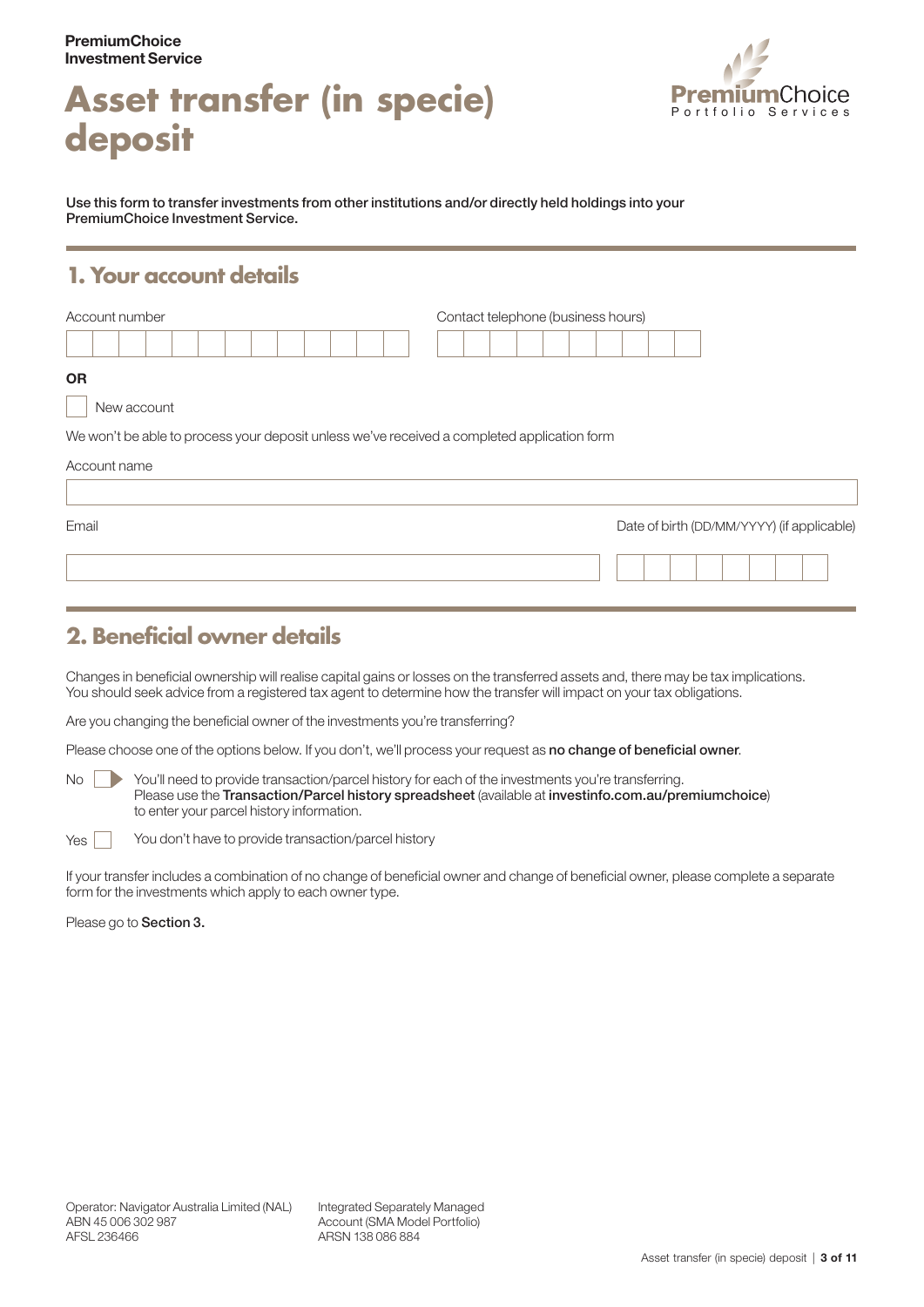**PremiumChoice Investment Service**

# Asset transfer (in specie) deposit

PremiumChoice Portfolio Services

**Use this form to transfer investments from other institutions and/or directly held holdings into your PremiumChoice Investment Service.**

## 1. Your account details

Account number

Contact telephone (business hours)

**OR**

☐ New account

We won't be able to process your deposit unless we've received a completed application form

Account name

Email

Date of birth (DD/MM/YYYY) (if applicable)

## 2. Beneficial owner details

Changes in beneficial ownership will realise capital gains or losses on the transferred assets and, there may be tax implications. You should seek advice from a registered tax agent to determine how the transfer will impact on your tax obligations.

Are you changing the beneficial owner of the investments you're transferring?

Please choose one of the options below. If you don't, we'll process your request as **no change of beneficial owner**.

No ☐ You'll need to provide transaction/parcel history for each of the investments you're transferring. Please use the **Transaction/Parcel history spreadsheet** (available at **investinfo.com.au/premiumchoice**) to enter your parcel history information.

Yes ☐ You don't have to provide transaction/parcel history

If your transfer includes a combination of no change of beneficial owner and change of beneficial owner, please complete a separate form for the investments which apply to each owner type.

Please go to **Section 3.**

Operator: Navigator Australia Limited (NAL)
ABN 45 006 302 987
AFSL 236466

Integrated Separately Managed Account (SMA Model Portfolio)
ARSN 138 086 884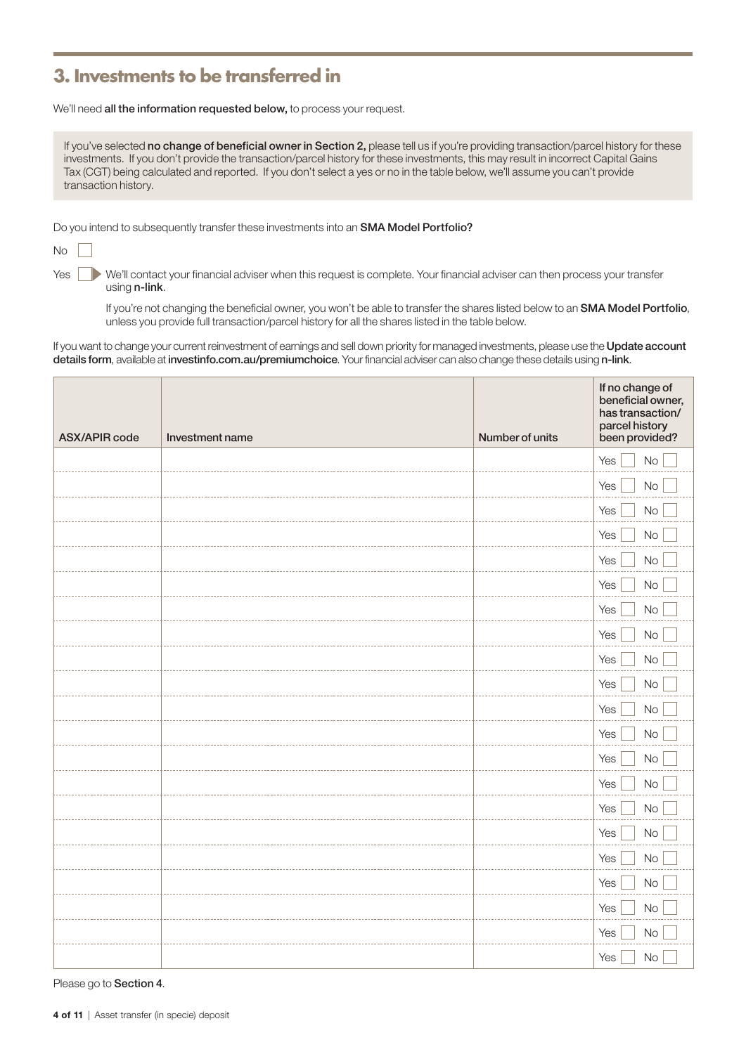## 3. Investments to be transferred in

We'll need **all the information requested below,** to process your request.

If you've selected **no change of beneficial owner in Section 2,** please tell us if you're providing transaction/parcel history for these investments. If you don't provide the transaction/parcel history for these investments, this may result in incorrect Capital Gains Tax (CGT) being calculated and reported. If you don't select a yes or no in the table below, we'll assume you can't provide transaction history.

Do you intend to subsequently transfer these investments into an **SMA Model Portfolio?**

No ☐

Yes ☐ ▶ We'll contact your financial adviser when this request is complete. Your financial adviser can then process your transfer using **n-link**.

If you're not changing the beneficial owner, you won't be able to transfer the shares listed below to an **SMA Model Portfolio**, unless you provide full transaction/parcel history for all the shares listed in the table below.

If you want to change your current reinvestment of earnings and sell down priority for managed investments, please use the **Update account details form**, available at **investinfo.com.au/premiumchoice**. Your financial adviser can also change these details using **n-link**.

| ASX/APIR code | Investment name | Number of units | If no change of beneficial owner, has transaction/ parcel history been provided? |
|---|---|---|---|
| | | | Yes ☐ No ☐ |
| | | | Yes ☐ No ☐ |
| | | | Yes ☐ No ☐ |
| | | | Yes ☐ No ☐ |
| | | | Yes ☐ No ☐ |
| | | | Yes ☐ No ☐ |
| | | | Yes ☐ No ☐ |
| | | | Yes ☐ No ☐ |
| | | | Yes ☐ No ☐ |
| | | | Yes ☐ No ☐ |
| | | | Yes ☐ No ☐ |
| | | | Yes ☐ No ☐ |
| | | | Yes ☐ No ☐ |
| | | | Yes ☐ No ☐ |
| | | | Yes ☐ No ☐ |
| | | | Yes ☐ No ☐ |
| | | | Yes ☐ No ☐ |
| | | | Yes ☐ No ☐ |
| | | | Yes ☐ No ☐ |
| | | | Yes ☐ No ☐ |
| | | | Yes ☐ No ☐ |

Please go to **Section 4**.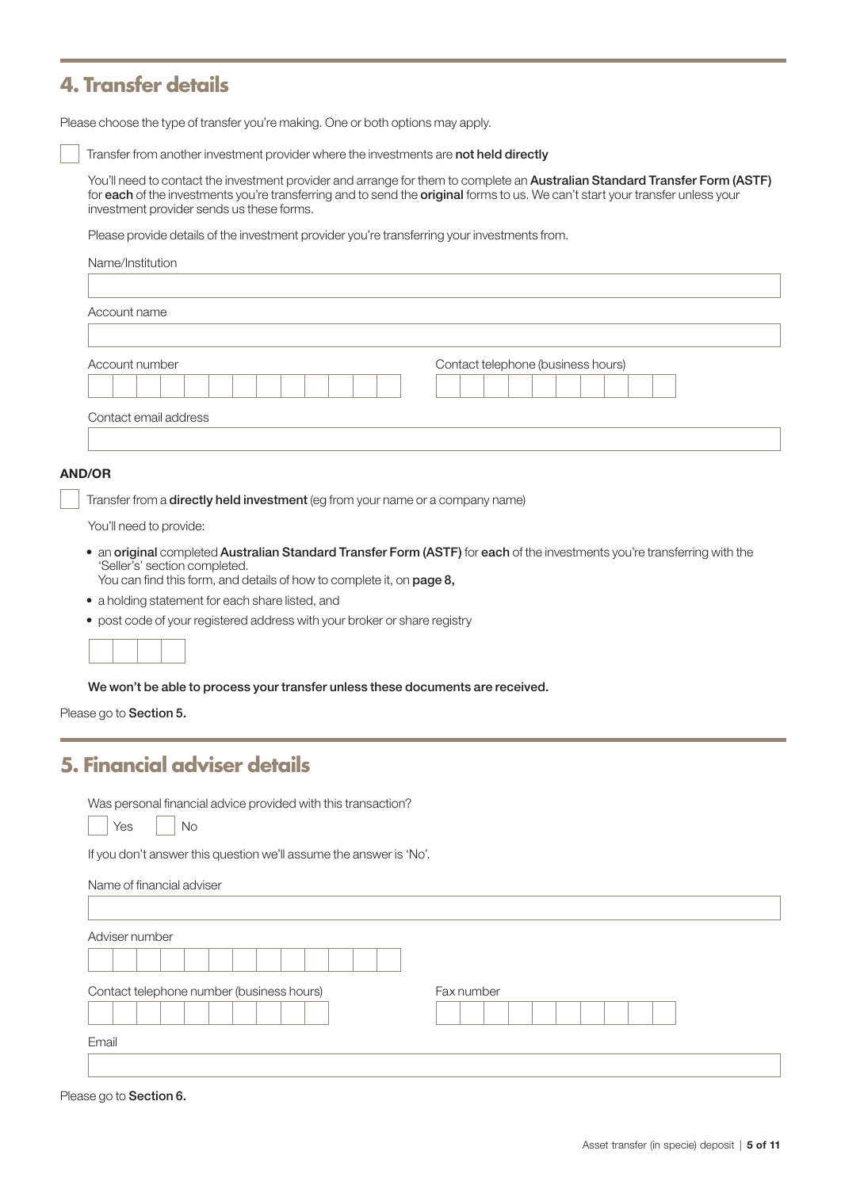## 4. Transfer details

Please choose the type of transfer you're making. One or both options may apply.

☐ Transfer from another investment provider where the investments are **not held directly**

You'll need to contact the investment provider and arrange for them to complete an **Australian Standard Transfer Form (ASTF)** for **each** of the investments you're transferring and to send the **original** forms to us. We can't start your transfer unless your investment provider sends us these forms.

Please provide details of the investment provider you're transferring your investments from.

Name/Institution

Account name

Account number

Contact telephone (business hours)

Contact email address

**AND/OR**

☐ Transfer from a **directly held investment** (eg from your name or a company name)

You'll need to provide:

- an **original** completed **Australian Standard Transfer Form (ASTF)** for **each** of the investments you're transferring with the 'Seller's' section completed.
  You can find this form, and details of how to complete it, on **page 8,**
- a holding statement for each share listed, and
- post code of your registered address with your broker or share registry

**We won't be able to process your transfer unless these documents are received.**

Please go to **Section 5.**

## 5. Financial adviser details

Was personal financial advice provided with this transaction?

☐ Yes ☐ No

If you don't answer this question we'll assume the answer is 'No'.

Name of financial adviser

Adviser number

Contact telephone number (business hours)

Fax number

Email

Please go to **Section 6.**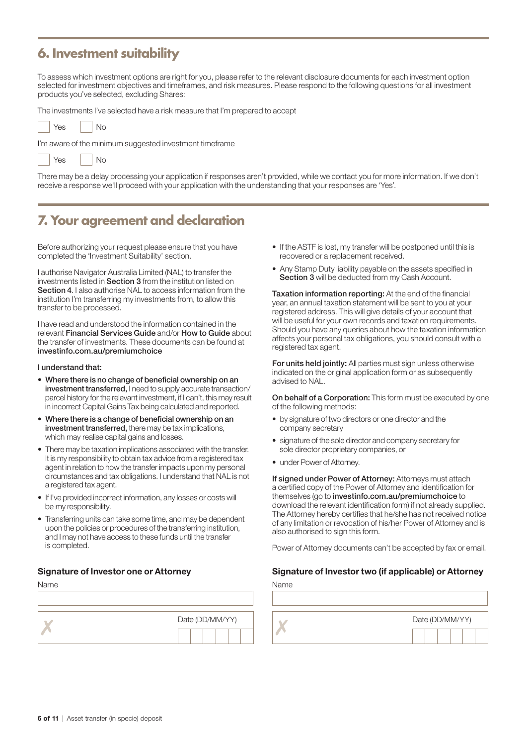## 6. Investment suitability

To assess which investment options are right for you, please refer to the relevant disclosure documents for each investment option selected for investment objectives and timeframes, and risk measures. Please respond to the following questions for all investment products you've selected, excluding Shares:

The investments I've selected have a risk measure that I'm prepared to accept

☐ Yes ☐ No

I'm aware of the minimum suggested investment timeframe

☐ Yes ☐ No

There may be a delay processing your application if responses aren't provided, while we contact you for more information. If we don't receive a response we'll proceed with your application with the understanding that your responses are 'Yes'.

## 7. Your agreement and declaration

Before authorizing your request please ensure that you have completed the 'Investment Suitability' section.

I authorise Navigator Australia Limited (NAL) to transfer the investments listed in **Section 3** from the institution listed on **Section 4**. I also authorise NAL to access information from the institution I'm transferring my investments from, to allow this transfer to be processed.

I have read and understood the information contained in the relevant **Financial Services Guide** and/or **How to Guide** about the transfer of investments. These documents can be found at **investinfo.com.au/premiumchoice**

**I understand that:**

- **Where there is no change of beneficial ownership on an investment transferred,** I need to supply accurate transaction/parcel history for the relevant investment, if I can't, this may result in incorrect Capital Gains Tax being calculated and reported.
- **Where there is a change of beneficial ownership on an investment transferred,** there may be tax implications, which may realise capital gains and losses.
- There may be taxation implications associated with the transfer. It is my responsibility to obtain tax advice from a registered tax agent in relation to how the transfer impacts upon my personal circumstances and tax obligations. I understand that NAL is not a registered tax agent.
- If I've provided incorrect information, any losses or costs will be my responsibility.
- Transferring units can take some time, and may be dependent upon the policies or procedures of the transferring institution, and I may not have access to these funds until the transfer is completed.
- If the ASTF is lost, my transfer will be postponed until this is recovered or a replacement received.
- Any Stamp Duty liability payable on the assets specified in **Section 3** will be deducted from my Cash Account.

**Taxation information reporting:** At the end of the financial year, an annual taxation statement will be sent to you at your registered address. This will give details of your account that will be useful for your own records and taxation requirements. Should you have any queries about how the taxation information affects your personal tax obligations, you should consult with a registered tax agent.

**For units held jointly:** All parties must sign unless otherwise indicated on the original application form or as subsequently advised to NAL.

**On behalf of a Corporation:** This form must be executed by one of the following methods:

- by signature of two directors or one director and the company secretary
- signature of the sole director and company secretary for sole director proprietary companies, or
- under Power of Attorney.

**If signed under Power of Attorney:** Attorneys must attach a certified copy of the Power of Attorney and identification for themselves (go to **investinfo.com.au/premiumchoice** to download the relevant identification form) if not already supplied. The Attorney hereby certifies that he/she has not received notice of any limitation or revocation of his/her Power of Attorney and is also authorised to sign this form.

Power of Attorney documents can't be accepted by fax or email.

### Signature of Investor one or Attorney

Name

✗ Date (DD/MM/YY)

### Signature of Investor two (if applicable) or Attorney

Name

✗ Date (DD/MM/YY)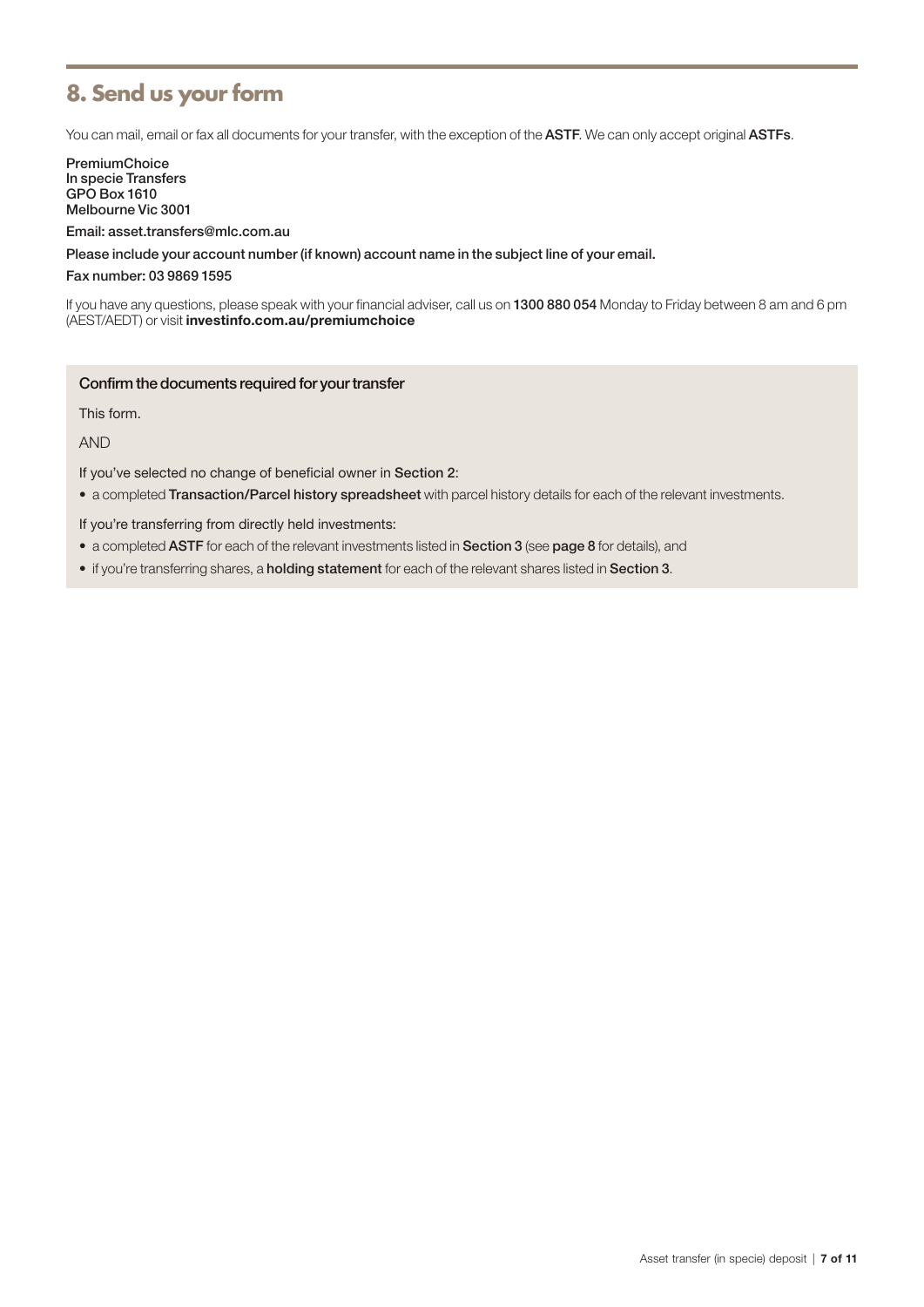## 8. Send us your form

You can mail, email or fax all documents for your transfer, with the exception of the **ASTF**. We can only accept original **ASTFs**.

PremiumChoice
In specie Transfers
GPO Box 1610
Melbourne Vic 3001

Email: asset.transfers@mlc.com.au

Please include your account number (if known) account name in the subject line of your email.

Fax number: 03 9869 1595

If you have any questions, please speak with your financial adviser, call us on **1300 880 054** Monday to Friday between 8 am and 6 pm (AEST/AEDT) or visit **investinfo.com.au/premiumchoice**

### Confirm the documents required for your transfer

This form.

AND

If you've selected no change of beneficial owner in **Section 2**:

- a completed **Transaction/Parcel history spreadsheet** with parcel history details for each of the relevant investments.

If you're transferring from directly held investments:

- a completed **ASTF** for each of the relevant investments listed in **Section 3** (see **page 8** for details), and
- if you're transferring shares, a **holding statement** for each of the relevant shares listed in **Section 3**.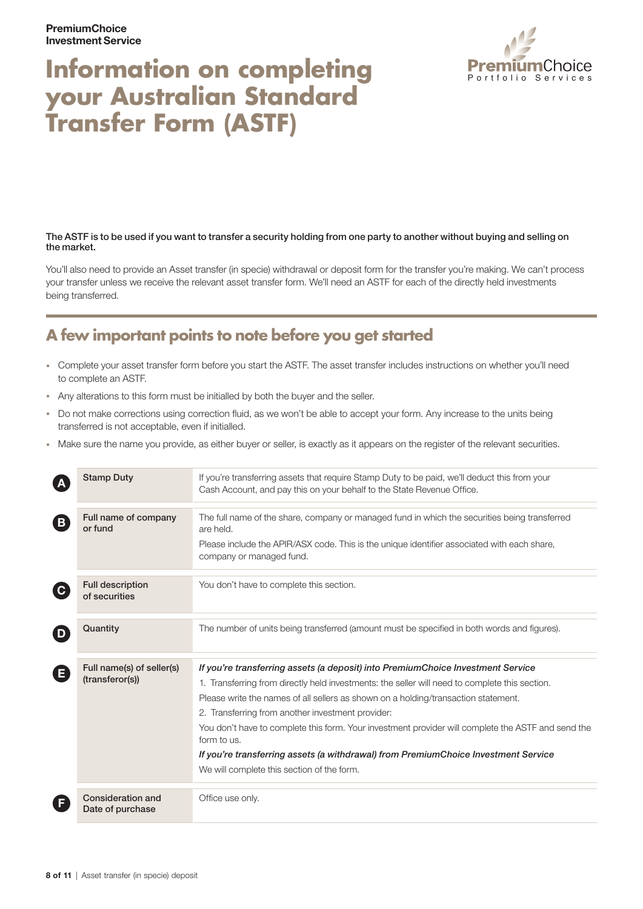PremiumChoice Investment Service

# Information on completing your Australian Standard Transfer Form (ASTF)

**The ASTF is to be used if you want to transfer a security holding from one party to another without buying and selling on the market.**

You'll also need to provide an Asset transfer (in specie) withdrawal or deposit form for the transfer you're making. We can't process your transfer unless we receive the relevant asset transfer form. We'll need an ASTF for each of the directly held investments being transferred.

## A few important points to note before you get started

- Complete your asset transfer form before you start the ASTF. The asset transfer includes instructions on whether you'll need to complete an ASTF.
- Any alterations to this form must be initialled by both the buyer and the seller.
- Do not make corrections using correction fluid, as we won't be able to accept your form. Any increase to the units being transferred is not acceptable, even if initialled.
- Make sure the name you provide, as either buyer or seller, is exactly as it appears on the register of the relevant securities.

| | Section | Information |
|---|---|---|
| A | **Stamp Duty** | If you're transferring assets that require Stamp Duty to be paid, we'll deduct this from your Cash Account, and pay this on your behalf to the State Revenue Office. |
| B | **Full name of company or fund** | The full name of the share, company or managed fund in which the securities being transferred are held. Please include the APIR/ASX code. This is the unique identifier associated with each share, company or managed fund. |
| C | **Full description of securities** | You don't have to complete this section. |
| D | **Quantity** | The number of units being transferred (amount must be specified in both words and figures). |
| E | **Full name(s) of seller(s) (transferor(s))** | ***If you're transferring assets (a deposit) into PremiumChoice Investment Service*** 1. Transferring from directly held investments: the seller will need to complete this section. Please write the names of all sellers as shown on a holding/transaction statement. 2. Transferring from another investment provider: You don't have to complete this form. Your investment provider will complete the ASTF and send the form to us. ***If you're transferring assets (a withdrawal) from PremiumChoice Investment Service*** We will complete this section of the form. |
| F | **Consideration and Date of purchase** | Office use only. |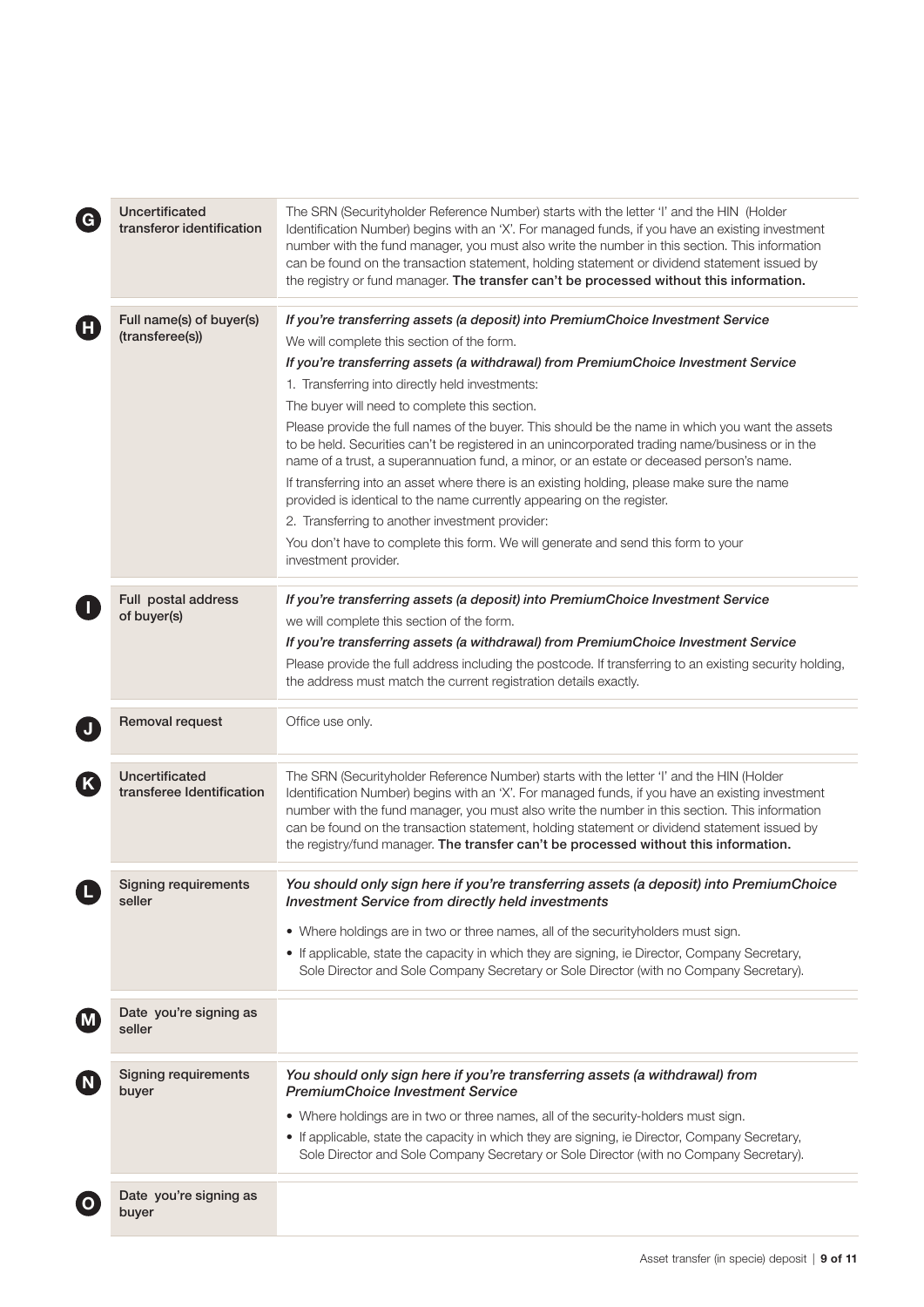| | | |
|---|---|---|
| **G** | **Uncertificated transferor identification** | The SRN (Securityholder Reference Number) starts with the letter 'I' and the HIN (Holder Identification Number) begins with an 'X'. For managed funds, if you have an existing investment number with the fund manager, you must also write the number in this section. This information can be found on the transaction statement, holding statement or dividend statement issued by the registry or fund manager. **The transfer can't be processed without this information.** |
| **H** | **Full name(s) of buyer(s) (transferee(s))** | ***If you're transferring assets (a deposit) into PremiumChoice Investment Service*** <br> We will complete this section of the form. <br> ***If you're transferring assets (a withdrawal) from PremiumChoice Investment Service*** <br> 1. Transferring into directly held investments: <br> The buyer will need to complete this section. <br> Please provide the full names of the buyer. This should be the name in which you want the assets to be held. Securities can't be registered in an unincorporated trading name/business or in the name of a trust, a superannuation fund, a minor, or an estate or deceased person's name. <br> If transferring into an asset where there is an existing holding, please make sure the name provided is identical to the name currently appearing on the register. <br> 2. Transferring to another investment provider: <br> You don't have to complete this form. We will generate and send this form to your investment provider. |
| **I** | **Full postal address of buyer(s)** | ***If you're transferring assets (a deposit) into PremiumChoice Investment Service*** <br> we will complete this section of the form. <br> ***If you're transferring assets (a withdrawal) from PremiumChoice Investment Service*** <br> Please provide the full address including the postcode. If transferring to an existing security holding, the address must match the current registration details exactly. |
| **J** | **Removal request** | Office use only. |
| **K** | **Uncertificated transferee Identification** | The SRN (Securityholder Reference Number) starts with the letter 'I' and the HIN (Holder Identification Number) begins with an 'X'. For managed funds, if you have an existing investment number with the fund manager, you must also write the number in this section. This information can be found on the transaction statement, holding statement or dividend statement issued by the registry/fund manager. **The transfer can't be processed without this information.** |
| **L** | **Signing requirements seller** | ***You should only sign here if you're transferring assets (a deposit) into PremiumChoice Investment Service from directly held investments*** <br> • Where holdings are in two or three names, all of the securityholders must sign. <br> • If applicable, state the capacity in which they are signing, ie Director, Company Secretary, Sole Director and Sole Company Secretary or Sole Director (with no Company Secretary). |
| **M** | **Date you're signing as seller** | |
| **N** | **Signing requirements buyer** | ***You should only sign here if you're transferring assets (a withdrawal) from PremiumChoice Investment Service*** <br> • Where holdings are in two or three names, all of the security-holders must sign. <br> • If applicable, state the capacity in which they are signing, ie Director, Company Secretary, Sole Director and Sole Company Secretary or Sole Director (with no Company Secretary). |
| **O** | **Date you're signing as buyer** | |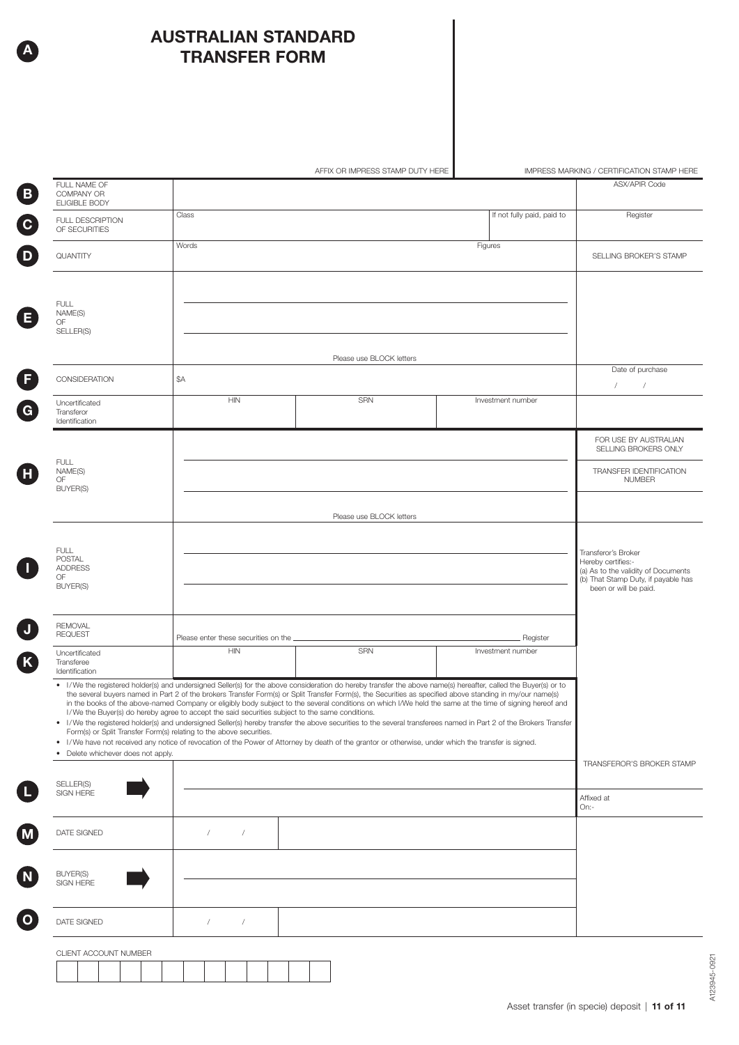**A**

# AUSTRALIAN STANDARD TRANSFER FORM

AFFIX OR IMPRESS STAMP DUTY HERE

IMPRESS MARKING / CERTIFICATION STAMP HERE

| | | | | | |
|---|---|---|---|---|---|
| **B** | FULL NAME OF COMPANY OR ELIGIBLE BODY | | | | ASX/APIR Code |
| **C** | FULL DESCRIPTION OF SECURITIES | Class | | If not fully paid, paid to | Register |
| **D** | QUANTITY | Words | | Figures | SELLING BROKER'S STAMP |
| **E** | FULL NAME(S) OF SELLER(S) | Please use BLOCK letters | | | |
| **F** | CONSIDERATION | $A | | | Date of purchase / / |
| **G** | Uncertificated Transferor Identification | HIN | SRN | Investment number | |
| **H** | FULL NAME(S) OF BUYER(S) | Please use BLOCK letters | | | FOR USE BY AUSTRALIAN SELLING BROKERS ONLY<br>TRANSFER IDENTIFICATION NUMBER |
| **I** | FULL POSTAL ADDRESS OF BUYER(S) | | | | Transferor's Broker Hereby certifies:-<br>(a) As to the validity of Documents<br>(b) That Stamp Duty, if payable has been or will be paid. |
| **J** | REMOVAL REQUEST | Please enter these securities on the ______ Register | | | |
| **K** | Uncertificated Transferee Identification | HIN | SRN | Investment number | |

- I/We the registered holder(s) and undersigned Seller(s) for the above consideration do hereby transfer the above name(s) hereafter, called the Buyer(s) or to the several buyers named in Part 2 of the brokers Transfer Form(s) or Split Transfer Form(s), the Securities as specified above standing in my/our name(s) in the books of the above-named Company or eligibly body subject to the several conditions on which I/We held the same at the time of signing hereof and I/We the Buyer(s) do hereby agree to accept the said securities subject to the same conditions.
- I/We the registered holder(s) and undersigned Seller(s) hereby transfer the above securities to the several transferees named in Part 2 of the Brokers Transfer Form(s) or Split Transfer Form(s) relating to the above securities.
- I/We have not received any notice of revocation of the Power of Attorney by death of the grantor or otherwise, under which the transfer is signed.
- Delete whichever does not apply.

| | | | |
|---|---|---|---|
| **L** | SELLER(S) SIGN HERE | | TRANSFEROR'S BROKER STAMP<br>Affixed at<br>On:- |
| **M** | DATE SIGNED | / / | |
| **N** | BUYER(S) SIGN HERE | | |
| **O** | DATE SIGNED | / / | |

CLIENT ACCOUNT NUMBER

| | | | | | | | | | | | | | |
|---|---|---|---|---|---|---|---|---|---|---|---|---|---|
| | | | | | | | | | | | | | |

A123945-0921